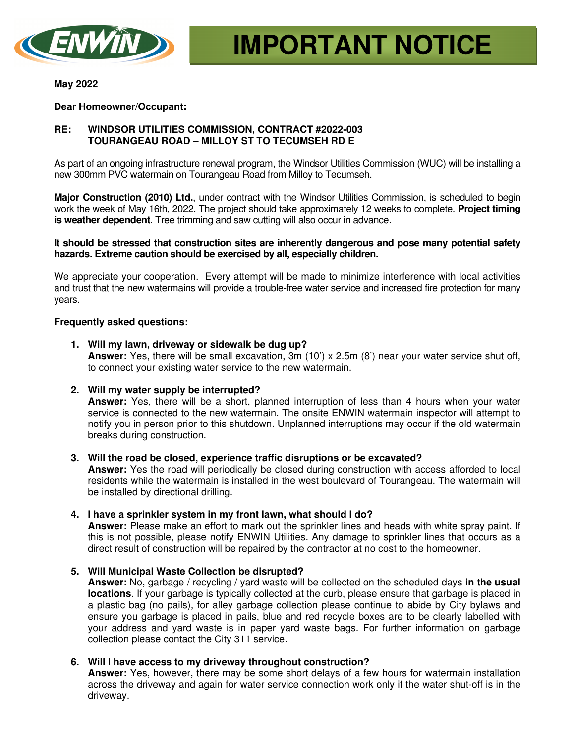# IMPORTANT NOTICE

**May 2022**

**Dear Homeowner/Occupant:**

**RE: WINDSOR UTILITIES COMMISSION, CONTRACT #2022-003**
**TOURANGEAU ROAD – MILLOY ST TO TECUMSEH RD E**

As part of an ongoing infrastructure renewal program, the Windsor Utilities Commission (WUC) will be installing a new 300mm PVC watermain on Tourangeau Road from Milloy to Tecumseh.

**Major Construction (2010) Ltd.**, under contract with the Windsor Utilities Commission, is scheduled to begin work the week of May 16th, 2022. The project should take approximately 12 weeks to complete. **Project timing is weather dependent**. Tree trimming and saw cutting will also occur in advance.

**It should be stressed that construction sites are inherently dangerous and pose many potential safety hazards. Extreme caution should be exercised by all, especially children.**

We appreciate your cooperation. Every attempt will be made to minimize interference with local activities and trust that the new watermains will provide a trouble-free water service and increased fire protection for many years.

**Frequently asked questions:**

1. **Will my lawn, driveway or sidewalk be dug up?**
   **Answer:** Yes, there will be small excavation, 3m (10') x 2.5m (8') near your water service shut off, to connect your existing water service to the new watermain.

2. **Will my water supply be interrupted?**
   **Answer:** Yes, there will be a short, planned interruption of less than 4 hours when your water service is connected to the new watermain. The onsite ENWIN watermain inspector will attempt to notify you in person prior to this shutdown. Unplanned interruptions may occur if the old watermain breaks during construction.

3. **Will the road be closed, experience traffic disruptions or be excavated?**
   **Answer:** Yes the road will periodically be closed during construction with access afforded to local residents while the watermain is installed in the west boulevard of Tourangeau. The watermain will be installed by directional drilling.

4. **I have a sprinkler system in my front lawn, what should I do?**
   **Answer:** Please make an effort to mark out the sprinkler lines and heads with white spray paint. If this is not possible, please notify ENWIN Utilities. Any damage to sprinkler lines that occurs as a direct result of construction will be repaired by the contractor at no cost to the homeowner.

5. **Will Municipal Waste Collection be disrupted?**
   **Answer:** No, garbage / recycling / yard waste will be collected on the scheduled days **in the usual locations**. If your garbage is typically collected at the curb, please ensure that garbage is placed in a plastic bag (no pails), for alley garbage collection please continue to abide by City bylaws and ensure you garbage is placed in pails, blue and red recycle boxes are to be clearly labelled with your address and yard waste is in paper yard waste bags. For further information on garbage collection please contact the City 311 service.

6. **Will I have access to my driveway throughout construction?**
   **Answer:** Yes, however, there may be some short delays of a few hours for watermain installation across the driveway and again for water service connection work only if the water shut-off is in the driveway.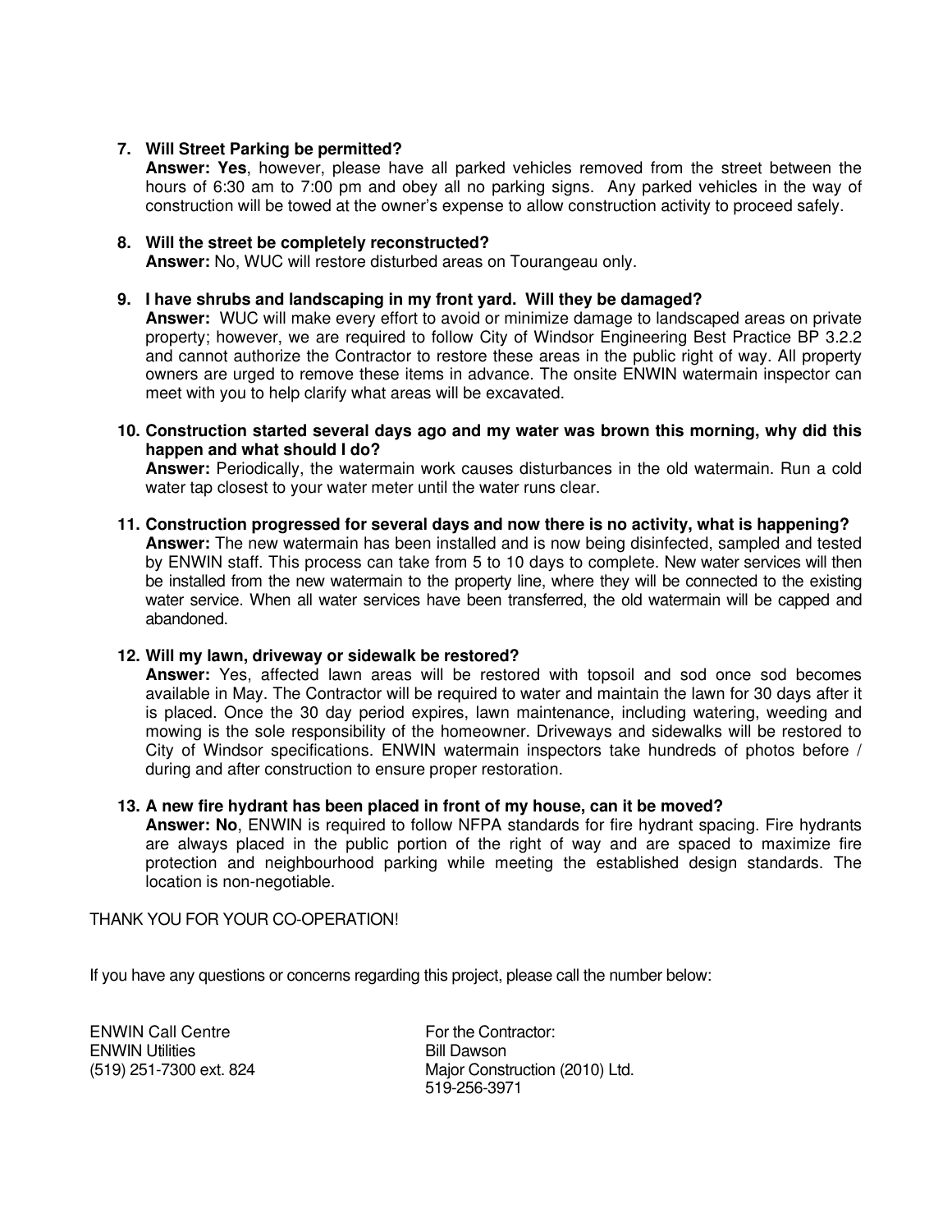7. **Will Street Parking be permitted?**
   **Answer: Yes**, however, please have all parked vehicles removed from the street between the hours of 6:30 am to 7:00 pm and obey all no parking signs. Any parked vehicles in the way of construction will be towed at the owner's expense to allow construction activity to proceed safely.

8. **Will the street be completely reconstructed?**
   **Answer:** No, WUC will restore disturbed areas on Tourangeau only.

9. **I have shrubs and landscaping in my front yard. Will they be damaged?**
   **Answer:** WUC will make every effort to avoid or minimize damage to landscaped areas on private property; however, we are required to follow City of Windsor Engineering Best Practice BP 3.2.2 and cannot authorize the Contractor to restore these areas in the public right of way. All property owners are urged to remove these items in advance. The onsite ENWIN watermain inspector can meet with you to help clarify what areas will be excavated.

10. **Construction started several days ago and my water was brown this morning, why did this happen and what should I do?**
    **Answer:** Periodically, the watermain work causes disturbances in the old watermain. Run a cold water tap closest to your water meter until the water runs clear.

11. **Construction progressed for several days and now there is no activity, what is happening?**
    **Answer:** The new watermain has been installed and is now being disinfected, sampled and tested by ENWIN staff. This process can take from 5 to 10 days to complete. New water services will then be installed from the new watermain to the property line, where they will be connected to the existing water service. When all water services have been transferred, the old watermain will be capped and abandoned.

12. **Will my lawn, driveway or sidewalk be restored?**
    **Answer:** Yes, affected lawn areas will be restored with topsoil and sod once sod becomes available in May. The Contractor will be required to water and maintain the lawn for 30 days after it is placed. Once the 30 day period expires, lawn maintenance, including watering, weeding and mowing is the sole responsibility of the homeowner. Driveways and sidewalks will be restored to City of Windsor specifications. ENWIN watermain inspectors take hundreds of photos before / during and after construction to ensure proper restoration.

13. **A new fire hydrant has been placed in front of my house, can it be moved?**
    **Answer: No**, ENWIN is required to follow NFPA standards for fire hydrant spacing. Fire hydrants are always placed in the public portion of the right of way and are spaced to maximize fire protection and neighbourhood parking while meeting the established design standards. The location is non-negotiable.

THANK YOU FOR YOUR CO-OPERATION!

If you have any questions or concerns regarding this project, please call the number below:

ENWIN Call Centre
ENWIN Utilities
(519) 251-7300 ext. 824

For the Contractor:
Bill Dawson
Major Construction (2010) Ltd.
519-256-3971